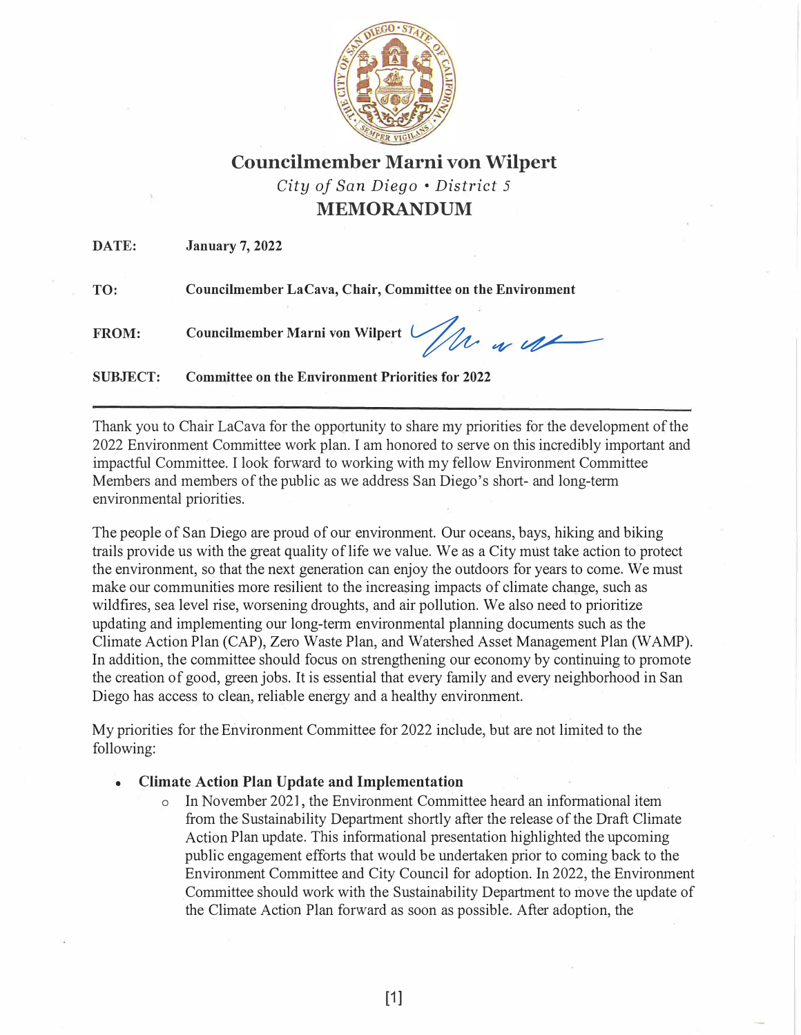# Councilmember Marni von Wilpert

*City of San Diego • District 5*

## MEMORANDUM

**DATE:** **January 7, 2022**

**TO:** **Councilmember LaCava, Chair, Committee on the Environment**

**FROM:** **Councilmember Marni von Wilpert**

**SUBJECT:** **Committee on the Environment Priorities for 2022**

---

Thank you to Chair LaCava for the opportunity to share my priorities for the development of the 2022 Environment Committee work plan. I am honored to serve on this incredibly important and impactful Committee. I look forward to working with my fellow Environment Committee Members and members of the public as we address San Diego's short- and long-term environmental priorities.

The people of San Diego are proud of our environment. Our oceans, bays, hiking and biking trails provide us with the great quality of life we value. We as a City must take action to protect the environment, so that the next generation can enjoy the outdoors for years to come. We must make our communities more resilient to the increasing impacts of climate change, such as wildfires, sea level rise, worsening droughts, and air pollution. We also need to prioritize updating and implementing our long-term environmental planning documents such as the Climate Action Plan (CAP), Zero Waste Plan, and Watershed Asset Management Plan (WAMP). In addition, the committee should focus on strengthening our economy by continuing to promote the creation of good, green jobs. It is essential that every family and every neighborhood in San Diego has access to clean, reliable energy and a healthy environment.

My priorities for the Environment Committee for 2022 include, but are not limited to the following:

- **Climate Action Plan Update and Implementation**
  - In November 2021, the Environment Committee heard an informational item from the Sustainability Department shortly after the release of the Draft Climate Action Plan update. This informational presentation highlighted the upcoming public engagement efforts that would be undertaken prior to coming back to the Environment Committee and City Council for adoption. In 2022, the Environment Committee should work with the Sustainability Department to move the update of the Climate Action Plan forward as soon as possible. After adoption, the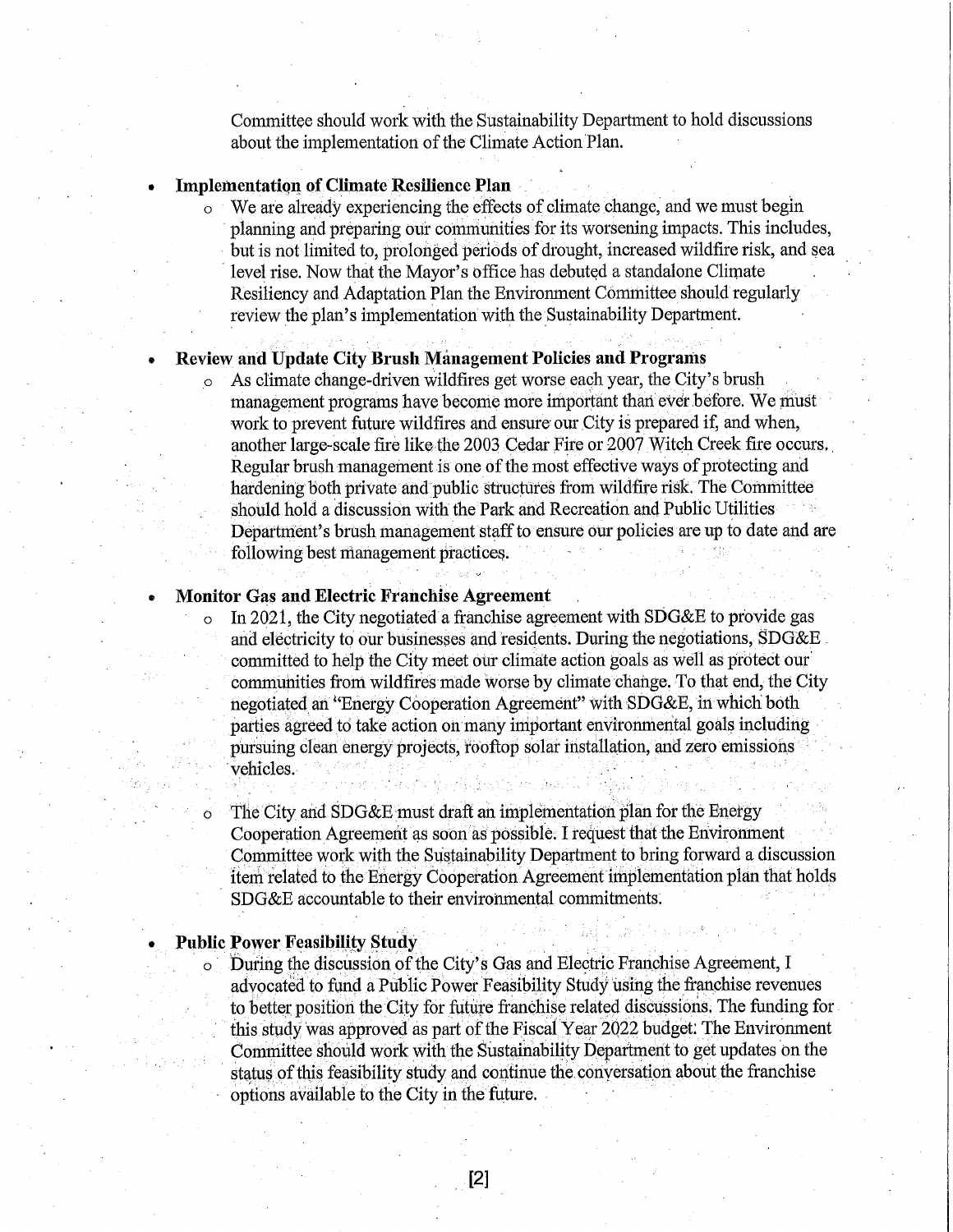Committee should work with the Sustainability Department to hold discussions about the implementation of the Climate Action Plan.

- **Implementation of Climate Resilience Plan**
  - We are already experiencing the effects of climate change, and we must begin planning and preparing our communities for its worsening impacts. This includes, but is not limited to, prolonged periods of drought, increased wildfire risk, and sea level rise. Now that the Mayor's office has debuted a standalone Climate Resiliency and Adaptation Plan the Environment Committee should regularly review the plan's implementation with the Sustainability Department.

- **Review and Update City Brush Management Policies and Programs**
  - As climate change-driven wildfires get worse each year, the City's brush management programs have become more important than ever before. We must work to prevent future wildfires and ensure our City is prepared if, and when, another large-scale fire like the 2003 Cedar Fire or 2007 Witch Creek fire occurs. Regular brush management is one of the most effective ways of protecting and hardening both private and public structures from wildfire risk. The Committee should hold a discussion with the Park and Recreation and Public Utilities Department's brush management staff to ensure our policies are up to date and are following best management practices.

- **Monitor Gas and Electric Franchise Agreement**
  - In 2021, the City negotiated a franchise agreement with SDG&E to provide gas and electricity to our businesses and residents. During the negotiations, SDG&E committed to help the City meet our climate action goals as well as protect our communities from wildfires made worse by climate change. To that end, the City negotiated an "Energy Cooperation Agreement" with SDG&E, in which both parties agreed to take action on many important environmental goals including pursuing clean energy projects, rooftop solar installation, and zero emissions vehicles.
  - The City and SDG&E must draft an implementation plan for the Energy Cooperation Agreement as soon as possible. I request that the Environment Committee work with the Sustainability Department to bring forward a discussion item related to the Energy Cooperation Agreement implementation plan that holds SDG&E accountable to their environmental commitments.

- **Public Power Feasibility Study**
  - During the discussion of the City's Gas and Electric Franchise Agreement, I advocated to fund a Public Power Feasibility Study using the franchise revenues to better position the City for future franchise related discussions. The funding for this study was approved as part of the Fiscal Year 2022 budget. The Environment Committee should work with the Sustainability Department to get updates on the status of this feasibility study and continue the conversation about the franchise options available to the City in the future.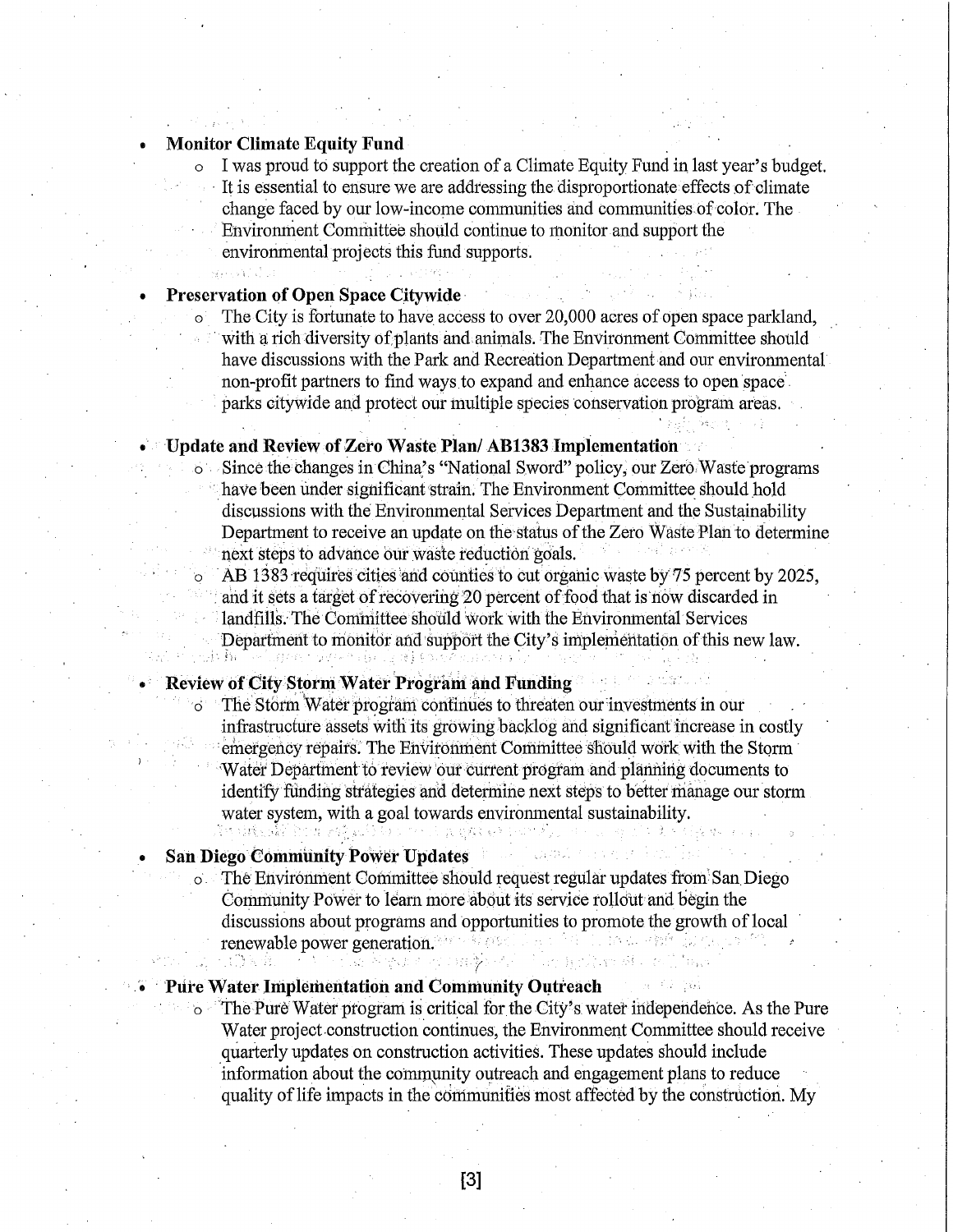- **Monitor Climate Equity Fund**
  - I was proud to support the creation of a Climate Equity Fund in last year's budget. It is essential to ensure we are addressing the disproportionate effects of climate change faced by our low-income communities and communities of color. The Environment Committee should continue to monitor and support the environmental projects this fund supports.

- **Preservation of Open Space Citywide**
  - The City is fortunate to have access to over 20,000 acres of open space parkland, with a rich diversity of plants and animals. The Environment Committee should have discussions with the Park and Recreation Department and our environmental non-profit partners to find ways to expand and enhance access to open space parks citywide and protect our multiple species conservation program areas.

- **Update and Review of Zero Waste Plan/ AB1383 Implementation**
  - Since the changes in China's "National Sword" policy, our Zero Waste programs have been under significant strain. The Environment Committee should hold discussions with the Environmental Services Department and the Sustainability Department to receive an update on the status of the Zero Waste Plan to determine next steps to advance our waste reduction goals.
  - AB 1383 requires cities and counties to cut organic waste by 75 percent by 2025, and it sets a target of recovering 20 percent of food that is now discarded in landfills. The Committee should work with the Environmental Services Department to monitor and support the City's implementation of this new law.

- **Review of City Storm Water Program and Funding**
  - The Storm Water program continues to threaten our investments in our infrastructure assets with its growing backlog and significant increase in costly emergency repairs. The Environment Committee should work with the Storm Water Department to review our current program and planning documents to identify funding strategies and determine next steps to better manage our storm water system, with a goal towards environmental sustainability.

- **San Diego Community Power Updates**
  - The Environment Committee should request regular updates from San Diego Community Power to learn more about its service rollout and begin the discussions about programs and opportunities to promote the growth of local renewable power generation.

- **Pure Water Implementation and Community Outreach**
  - The Pure Water program is critical for the City's water independence. As the Pure Water project construction continues, the Environment Committee should receive quarterly updates on construction activities. These updates should include information about the community outreach and engagement plans to reduce quality of life impacts in the communities most affected by the construction. My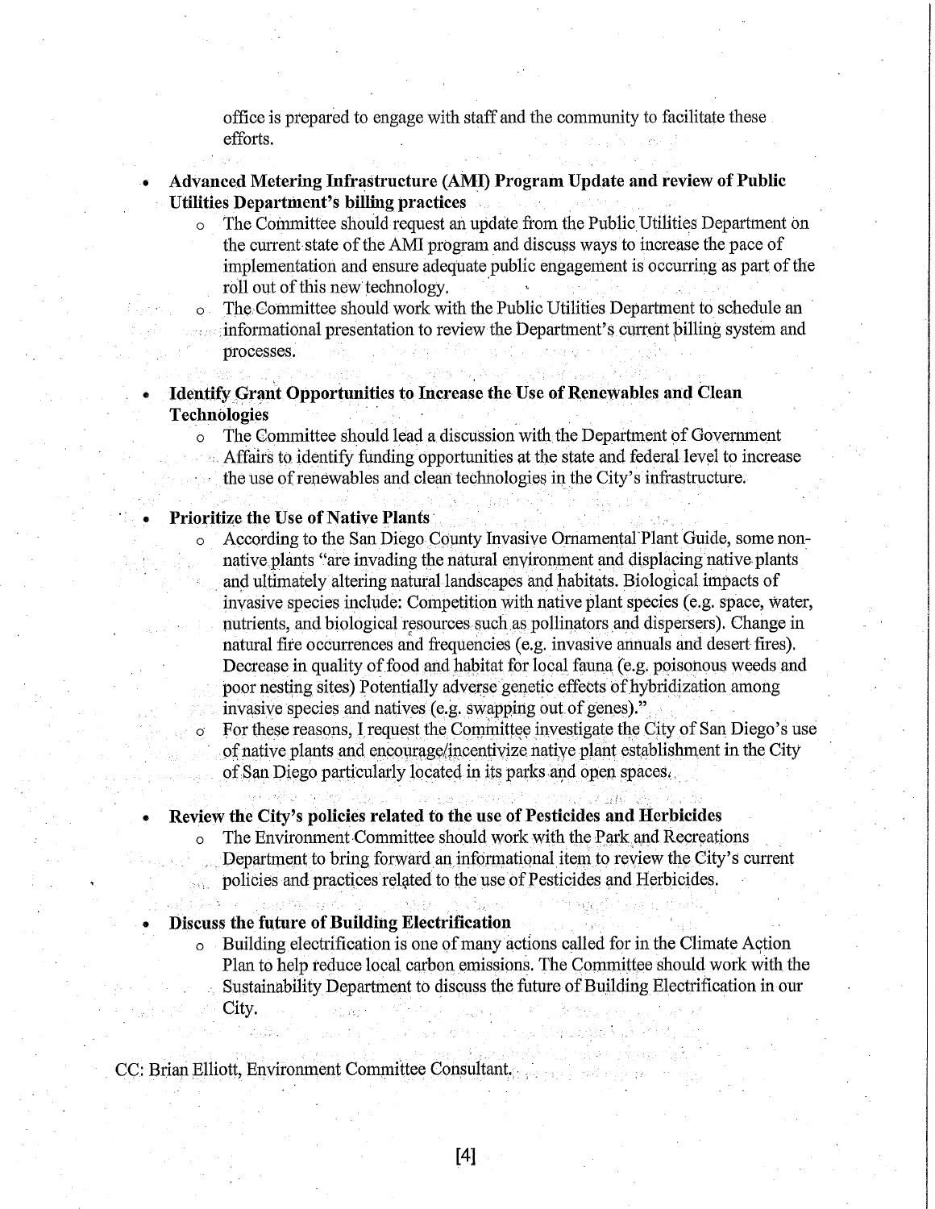office is prepared to engage with staff and the community to facilitate these efforts.

- **Advanced Metering Infrastructure (AMI) Program Update and review of Public Utilities Department's billing practices**
    - The Committee should request an update from the Public Utilities Department on the current state of the AMI program and discuss ways to increase the pace of implementation and ensure adequate public engagement is occurring as part of the roll out of this new technology.
    - The Committee should work with the Public Utilities Department to schedule an informational presentation to review the Department's current billing system and processes.

- **Identify Grant Opportunities to Increase the Use of Renewables and Clean Technologies**
    - The Committee should lead a discussion with the Department of Government Affairs to identify funding opportunities at the state and federal level to increase the use of renewables and clean technologies in the City's infrastructure.

- **Prioritize the Use of Native Plants**
    - According to the San Diego County Invasive Ornamental Plant Guide, some non-native plants "are invading the natural environment and displacing native plants and ultimately altering natural landscapes and habitats. Biological impacts of invasive species include: Competition with native plant species (e.g. space, water, nutrients, and biological resources such as pollinators and dispersers). Change in natural fire occurrences and frequencies (e.g. invasive annuals and desert fires). Decrease in quality of food and habitat for local fauna (e.g. poisonous weeds and poor nesting sites) Potentially adverse genetic effects of hybridization among invasive species and natives (e.g. swapping out of genes)."
    - For these reasons, I request the Committee investigate the City of San Diego's use of native plants and encourage/incentivize native plant establishment in the City of San Diego particularly located in its parks and open spaces.

- **Review the City's policies related to the use of Pesticides and Herbicides**
    - The Environment Committee should work with the Park and Recreations Department to bring forward an informational item to review the City's current policies and practices related to the use of Pesticides and Herbicides.

- **Discuss the future of Building Electrification**
    - Building electrification is one of many actions called for in the Climate Action Plan to help reduce local carbon emissions. The Committee should work with the Sustainability Department to discuss the future of Building Electrification in our City.

CC: Brian Elliott, Environment Committee Consultant.